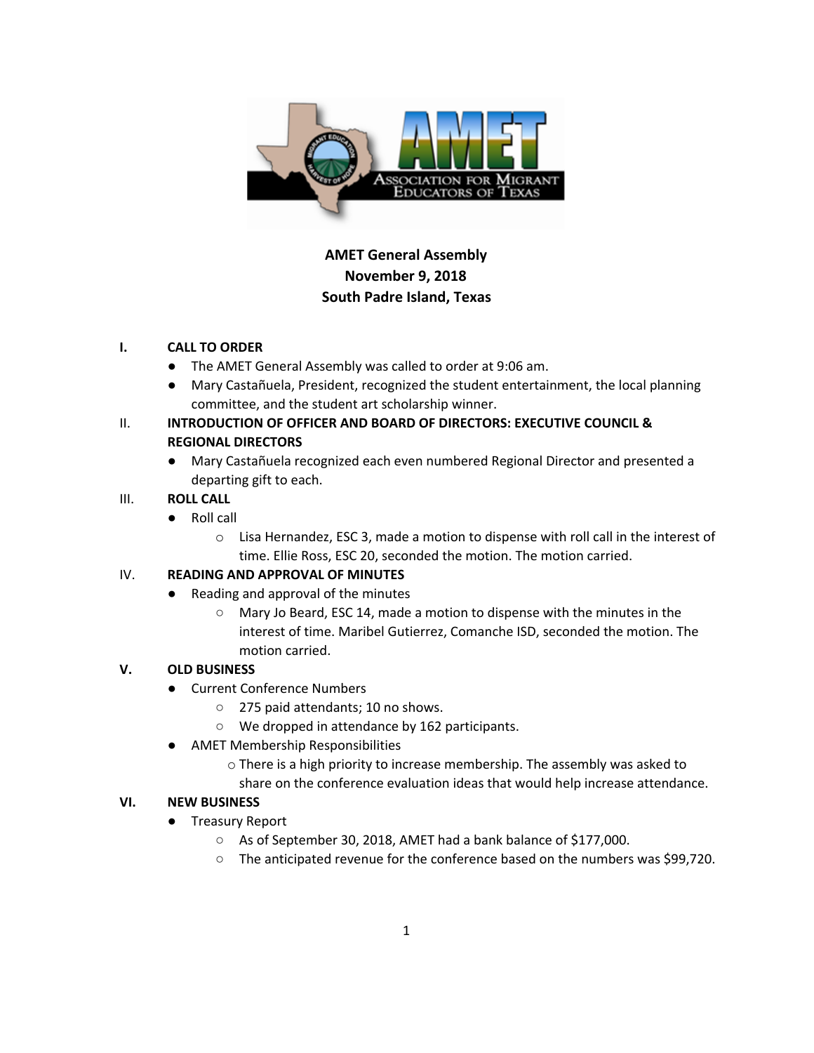# AMET General Assembly
## November 9, 2018
## South Padre Island, Texas

**I. CALL TO ORDER**

- The AMET General Assembly was called to order at 9:06 am.
- Mary Castañuela, President, recognized the student entertainment, the local planning committee, and the student art scholarship winner.

II. **INTRODUCTION OF OFFICER AND BOARD OF DIRECTORS: EXECUTIVE COUNCIL & REGIONAL DIRECTORS**

- Mary Castañuela recognized each even numbered Regional Director and presented a departing gift to each.

III. **ROLL CALL**

- Roll call
  - Lisa Hernandez, ESC 3, made a motion to dispense with roll call in the interest of time. Ellie Ross, ESC 20, seconded the motion. The motion carried.

IV. **READING AND APPROVAL OF MINUTES**

- Reading and approval of the minutes
  - Mary Jo Beard, ESC 14, made a motion to dispense with the minutes in the interest of time. Maribel Gutierrez, Comanche ISD, seconded the motion. The motion carried.

**V. OLD BUSINESS**

- Current Conference Numbers
  - 275 paid attendants; 10 no shows.
  - We dropped in attendance by 162 participants.
- AMET Membership Responsibilities
  - There is a high priority to increase membership. The assembly was asked to share on the conference evaluation ideas that would help increase attendance.

**VI. NEW BUSINESS**

- Treasury Report
  - As of September 30, 2018, AMET had a bank balance of $177,000.
  - The anticipated revenue for the conference based on the numbers was $99,720.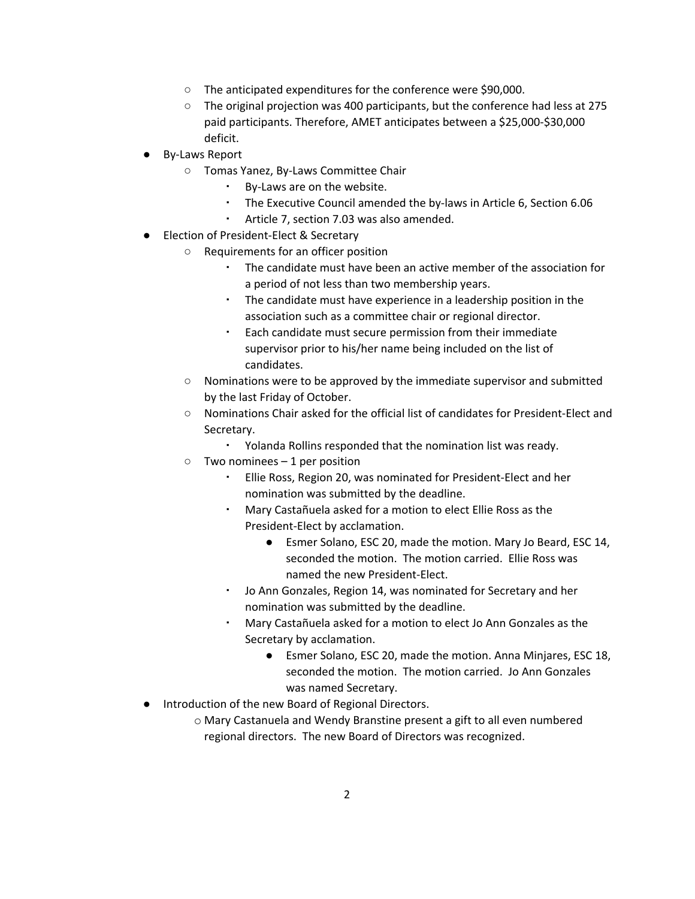- The anticipated expenditures for the conference were $90,000.
  - The original projection was 400 participants, but the conference had less at 275 paid participants. Therefore, AMET anticipates between a $25,000-$30,000 deficit.
- By-Laws Report
  - Tomas Yanez, By-Laws Committee Chair
    - By-Laws are on the website.
    - The Executive Council amended the by-laws in Article 6, Section 6.06
    - Article 7, section 7.03 was also amended.
- Election of President-Elect & Secretary
  - Requirements for an officer position
    - The candidate must have been an active member of the association for a period of not less than two membership years.
    - The candidate must have experience in a leadership position in the association such as a committee chair or regional director.
    - Each candidate must secure permission from their immediate supervisor prior to his/her name being included on the list of candidates.
  - Nominations were to be approved by the immediate supervisor and submitted by the last Friday of October.
  - Nominations Chair asked for the official list of candidates for President-Elect and Secretary.
    - Yolanda Rollins responded that the nomination list was ready.
  - Two nominees – 1 per position
    - Ellie Ross, Region 20, was nominated for President-Elect and her nomination was submitted by the deadline.
    - Mary Castañuela asked for a motion to elect Ellie Ross as the President-Elect by acclamation.
      - Esmer Solano, ESC 20, made the motion. Mary Jo Beard, ESC 14, seconded the motion. The motion carried. Ellie Ross was named the new President-Elect.
    - Jo Ann Gonzales, Region 14, was nominated for Secretary and her nomination was submitted by the deadline.
    - Mary Castañuela asked for a motion to elect Jo Ann Gonzales as the Secretary by acclamation.
      - Esmer Solano, ESC 20, made the motion. Anna Minjares, ESC 18, seconded the motion. The motion carried. Jo Ann Gonzales was named Secretary.
- Introduction of the new Board of Regional Directors.
  - Mary Castanuela and Wendy Branstine present a gift to all even numbered regional directors. The new Board of Directors was recognized.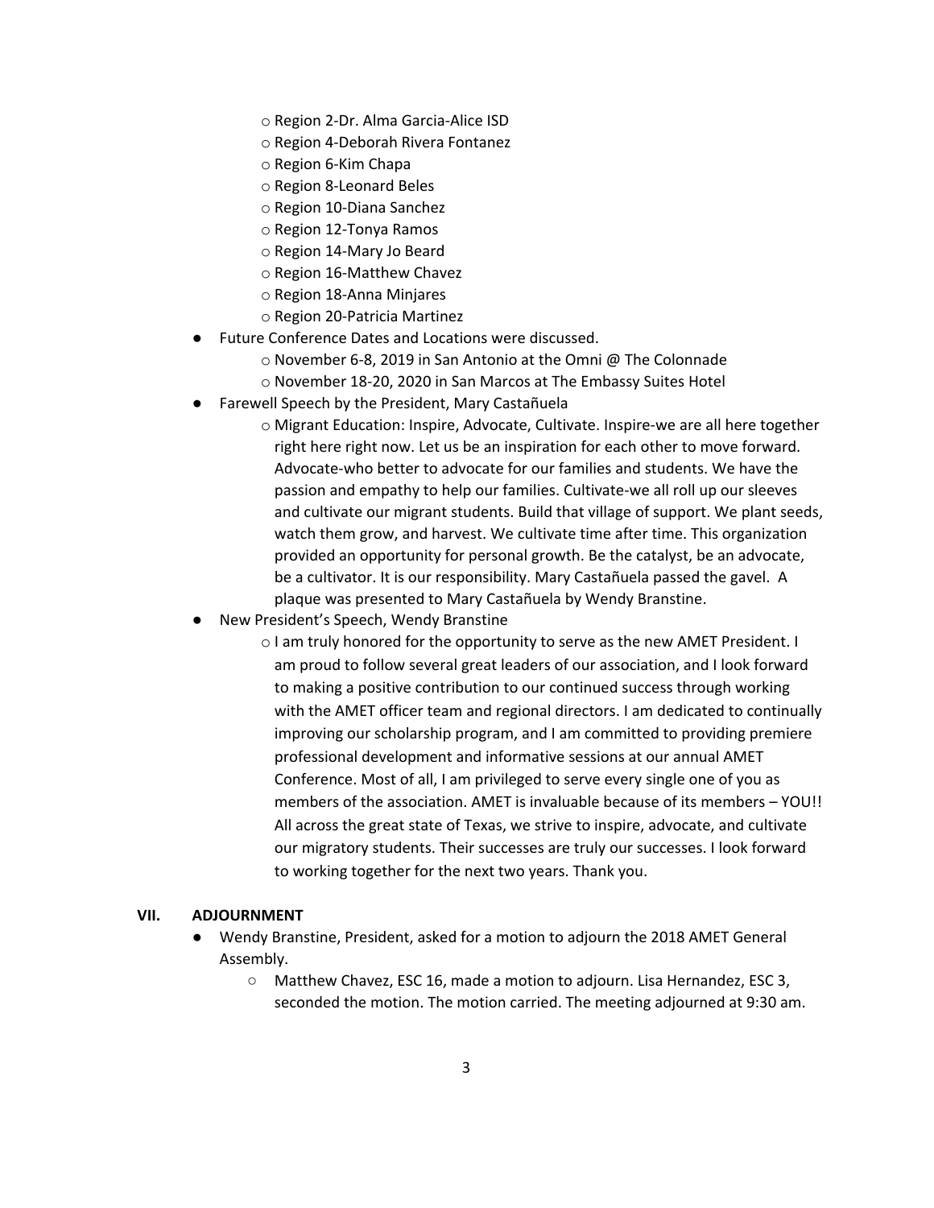- Region 2-Dr. Alma Garcia-Alice ISD
  - Region 4-Deborah Rivera Fontanez
  - Region 6-Kim Chapa
  - Region 8-Leonard Beles
  - Region 10-Diana Sanchez
  - Region 12-Tonya Ramos
  - Region 14-Mary Jo Beard
  - Region 16-Matthew Chavez
  - Region 18-Anna Minjares
  - Region 20-Patricia Martinez
- Future Conference Dates and Locations were discussed.
  - November 6-8, 2019 in San Antonio at the Omni @ The Colonnade
  - November 18-20, 2020 in San Marcos at The Embassy Suites Hotel
- Farewell Speech by the President, Mary Castañuela
  - Migrant Education: Inspire, Advocate, Cultivate. Inspire-we are all here together right here right now. Let us be an inspiration for each other to move forward. Advocate-who better to advocate for our families and students. We have the passion and empathy to help our families. Cultivate-we all roll up our sleeves and cultivate our migrant students. Build that village of support. We plant seeds, watch them grow, and harvest. We cultivate time after time. This organization provided an opportunity for personal growth. Be the catalyst, be an advocate, be a cultivator. It is our responsibility. Mary Castañuela passed the gavel. A plaque was presented to Mary Castañuela by Wendy Branstine.
- New President's Speech, Wendy Branstine
  - I am truly honored for the opportunity to serve as the new AMET President. I am proud to follow several great leaders of our association, and I look forward to making a positive contribution to our continued success through working with the AMET officer team and regional directors. I am dedicated to continually improving our scholarship program, and I am committed to providing premiere professional development and informative sessions at our annual AMET Conference. Most of all, I am privileged to serve every single one of you as members of the association. AMET is invaluable because of its members – YOU!! All across the great state of Texas, we strive to inspire, advocate, and cultivate our migratory students. Their successes are truly our successes. I look forward to working together for the next two years. Thank you.

## VII. ADJOURNMENT

- Wendy Branstine, President, asked for a motion to adjourn the 2018 AMET General Assembly.
  - Matthew Chavez, ESC 16, made a motion to adjourn. Lisa Hernandez, ESC 3, seconded the motion. The motion carried. The meeting adjourned at 9:30 am.